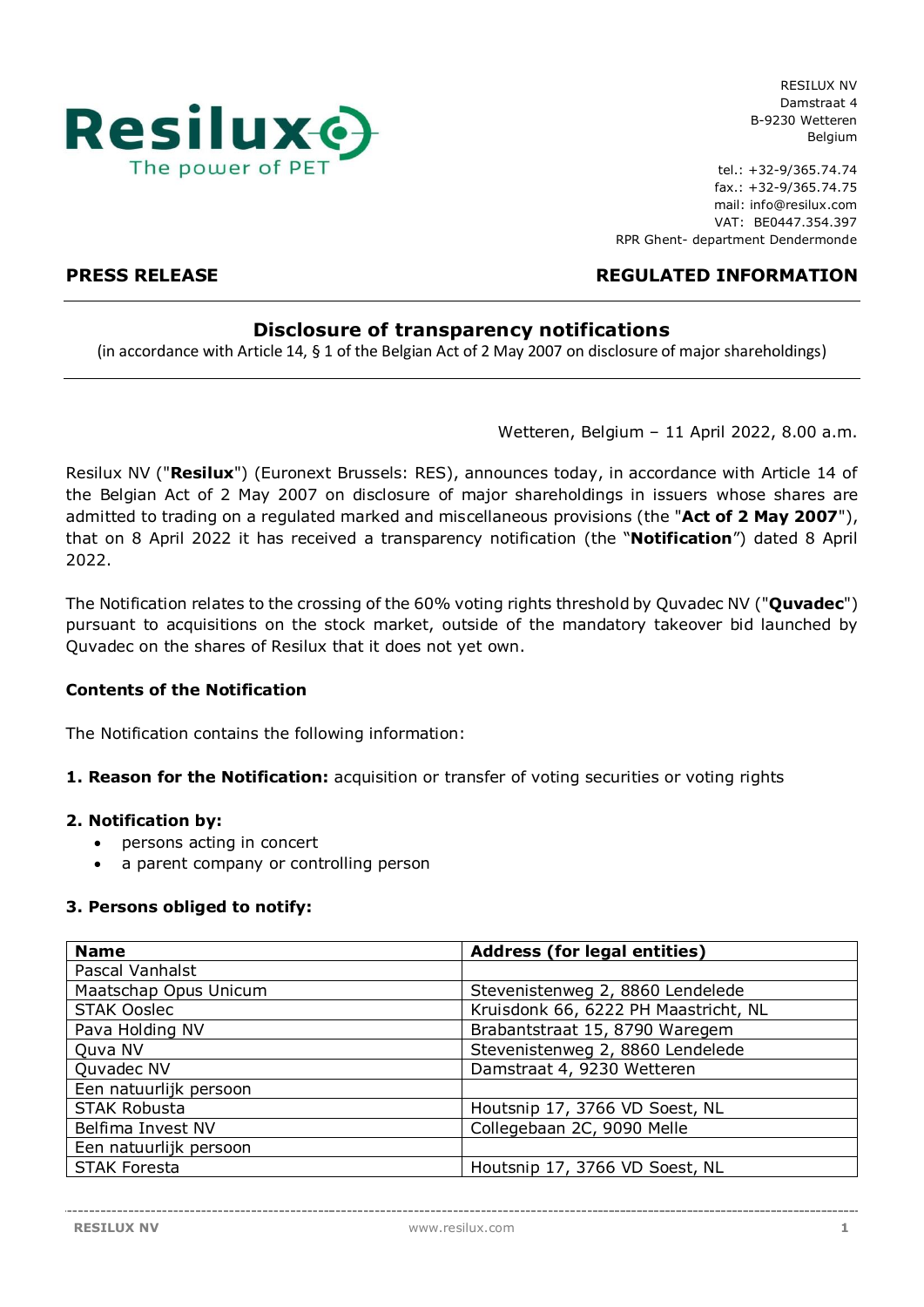RESILUX NV
Damstraat 4
B-9230 Wetteren
Belgium

tel.: +32-9/365.74.74
fax.: +32-9/365.74.75
mail: info@resilux.com
VAT: BE0447.354.397
RPR Ghent- department Dendermonde

**PRESS RELEASE** **REGULATED INFORMATION**

# Disclosure of transparency notifications

(in accordance with Article 14, § 1 of the Belgian Act of 2 May 2007 on disclosure of major shareholdings)

Wetteren, Belgium – 11 April 2022, 8.00 a.m.

Resilux NV ("**Resilux**") (Euronext Brussels: RES), announces today, in accordance with Article 14 of the Belgian Act of 2 May 2007 on disclosure of major shareholdings in issuers whose shares are admitted to trading on a regulated marked and miscellaneous provisions (the "**Act of 2 May 2007**"), that on 8 April 2022 it has received a transparency notification (the "**Notification**") dated 8 April 2022.

The Notification relates to the crossing of the 60% voting rights threshold by Quvadec NV ("**Quvadec**") pursuant to acquisitions on the stock market, outside of the mandatory takeover bid launched by Quvadec on the shares of Resilux that it does not yet own.

### Contents of the Notification

The Notification contains the following information:

**1. Reason for the Notification:** acquisition or transfer of voting securities or voting rights

**2. Notification by:**

- persons acting in concert
- a parent company or controlling person

**3. Persons obliged to notify:**

| Name | Address (for legal entities) |
|---|---|
| Pascal Vanhalst | |
| Maatschap Opus Unicum | Stevenistenweg 2, 8860 Lendelede |
| STAK Ooslec | Kruisdonk 66, 6222 PH Maastricht, NL |
| Pava Holding NV | Brabantstraat 15, 8790 Waregem |
| Quva NV | Stevenistenweg 2, 8860 Lendelede |
| Quvadec NV | Damstraat 4, 9230 Wetteren |
| Een natuurlijk persoon | |
| STAK Robusta | Houtsnip 17, 3766 VD Soest, NL |
| Belfima Invest NV | Collegebaan 2C, 9090 Melle |
| Een natuurlijk persoon | |
| STAK Foresta | Houtsnip 17, 3766 VD Soest, NL |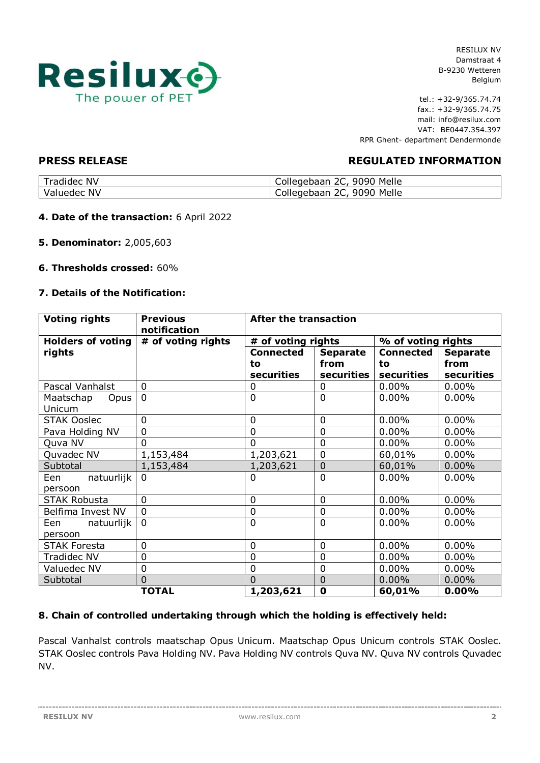RESILUX NV
Damstraat 4
B-9230 Wetteren
Belgium

tel.: +32-9/365.74.74
fax.: +32-9/365.74.75
mail: info@resilux.com
VAT: BE0447.354.397
RPR Ghent- department Dendermonde

**PRESS RELEASE** **REGULATED INFORMATION**

| Tradidec NV | Collegebaan 2C, 9090 Melle |
|---|---|
| Valuedec NV | Collegebaan 2C, 9090 Melle |

**4. Date of the transaction:** 6 April 2022

**5. Denominator:** 2,005,603

**6. Thresholds crossed:** 60%

**7. Details of the Notification:**

| Voting rights | Previous notification | After the transaction | | | |
|---|---|---|---|---|---|
| **Holders of voting rights** | **# of voting rights** | **# of voting rights** | | **% of voting rights** | |
| | | **Connected to securities** | **Separate from securities** | **Connected to securities** | **Separate from securities** |
| Pascal Vanhalst | 0 | 0 | 0 | 0.00% | 0.00% |
| Maatschap Opus Unicum | 0 | 0 | 0 | 0.00% | 0.00% |
| STAK Ooslec | 0 | 0 | 0 | 0.00% | 0.00% |
| Pava Holding NV | 0 | 0 | 0 | 0.00% | 0.00% |
| Quva NV | 0 | 0 | 0 | 0.00% | 0.00% |
| Quvadec NV | 1,153,484 | 1,203,621 | 0 | 60,01% | 0.00% |
| Subtotal | 1,153,484 | 1,203,621 | 0 | 60,01% | 0.00% |
| Een natuurlijk persoon | 0 | 0 | 0 | 0.00% | 0.00% |
| STAK Robusta | 0 | 0 | 0 | 0.00% | 0.00% |
| Belfima Invest NV | 0 | 0 | 0 | 0.00% | 0.00% |
| Een natuurlijk persoon | 0 | 0 | 0 | 0.00% | 0.00% |
| STAK Foresta | 0 | 0 | 0 | 0.00% | 0.00% |
| Tradidec NV | 0 | 0 | 0 | 0.00% | 0.00% |
| Valuedec NV | 0 | 0 | 0 | 0.00% | 0.00% |
| Subtotal | 0 | 0 | 0 | 0.00% | 0.00% |
| | **TOTAL** | **1,203,621** | **0** | **60,01%** | **0.00%** |

**8. Chain of controlled undertaking through which the holding is effectively held:**

Pascal Vanhalst controls maatschap Opus Unicum. Maatschap Opus Unicum controls STAK Ooslec. STAK Ooslec controls Pava Holding NV. Pava Holding NV controls Quva NV. Quva NV controls Quvadec NV.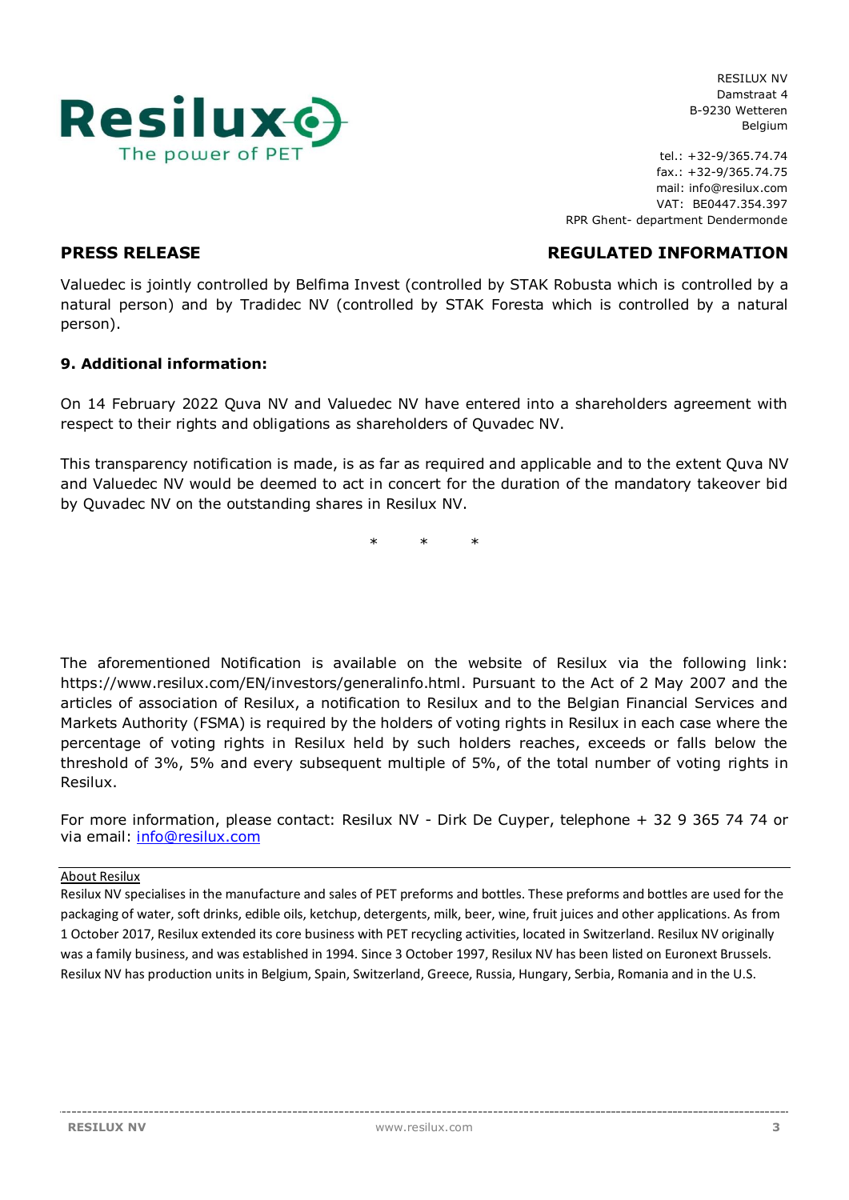RESILUX NV
Damstraat 4
B-9230 Wetteren
Belgium

tel.: +32-9/365.74.74
fax.: +32-9/365.74.75
mail: info@resilux.com
VAT: BE0447.354.397
RPR Ghent- department Dendermonde

**PRESS RELEASE** **REGULATED INFORMATION**

Valuedec is jointly controlled by Belfima Invest (controlled by STAK Robusta which is controlled by a natural person) and by Tradidec NV (controlled by STAK Foresta which is controlled by a natural person).

**9. Additional information:**

On 14 February 2022 Quva NV and Valuedec NV have entered into a shareholders agreement with respect to their rights and obligations as shareholders of Quvadec NV.

This transparency notification is made, is as far as required and applicable and to the extent Quva NV and Valuedec NV would be deemed to act in concert for the duration of the mandatory takeover bid by Quvadec NV on the outstanding shares in Resilux NV.

\*  \*  \*

The aforementioned Notification is available on the website of Resilux via the following link: https://www.resilux.com/EN/investors/generalinfo.html. Pursuant to the Act of 2 May 2007 and the articles of association of Resilux, a notification to Resilux and to the Belgian Financial Services and Markets Authority (FSMA) is required by the holders of voting rights in Resilux in each case where the percentage of voting rights in Resilux held by such holders reaches, exceeds or falls below the threshold of 3%, 5% and every subsequent multiple of 5%, of the total number of voting rights in Resilux.

For more information, please contact: Resilux NV - Dirk De Cuyper, telephone + 32 9 365 74 74 or via email: info@resilux.com

About Resilux

Resilux NV specialises in the manufacture and sales of PET preforms and bottles. These preforms and bottles are used for the packaging of water, soft drinks, edible oils, ketchup, detergents, milk, beer, wine, fruit juices and other applications. As from 1 October 2017, Resilux extended its core business with PET recycling activities, located in Switzerland. Resilux NV originally was a family business, and was established in 1994. Since 3 October 1997, Resilux NV has been listed on Euronext Brussels. Resilux NV has production units in Belgium, Spain, Switzerland, Greece, Russia, Hungary, Serbia, Romania and in the U.S.